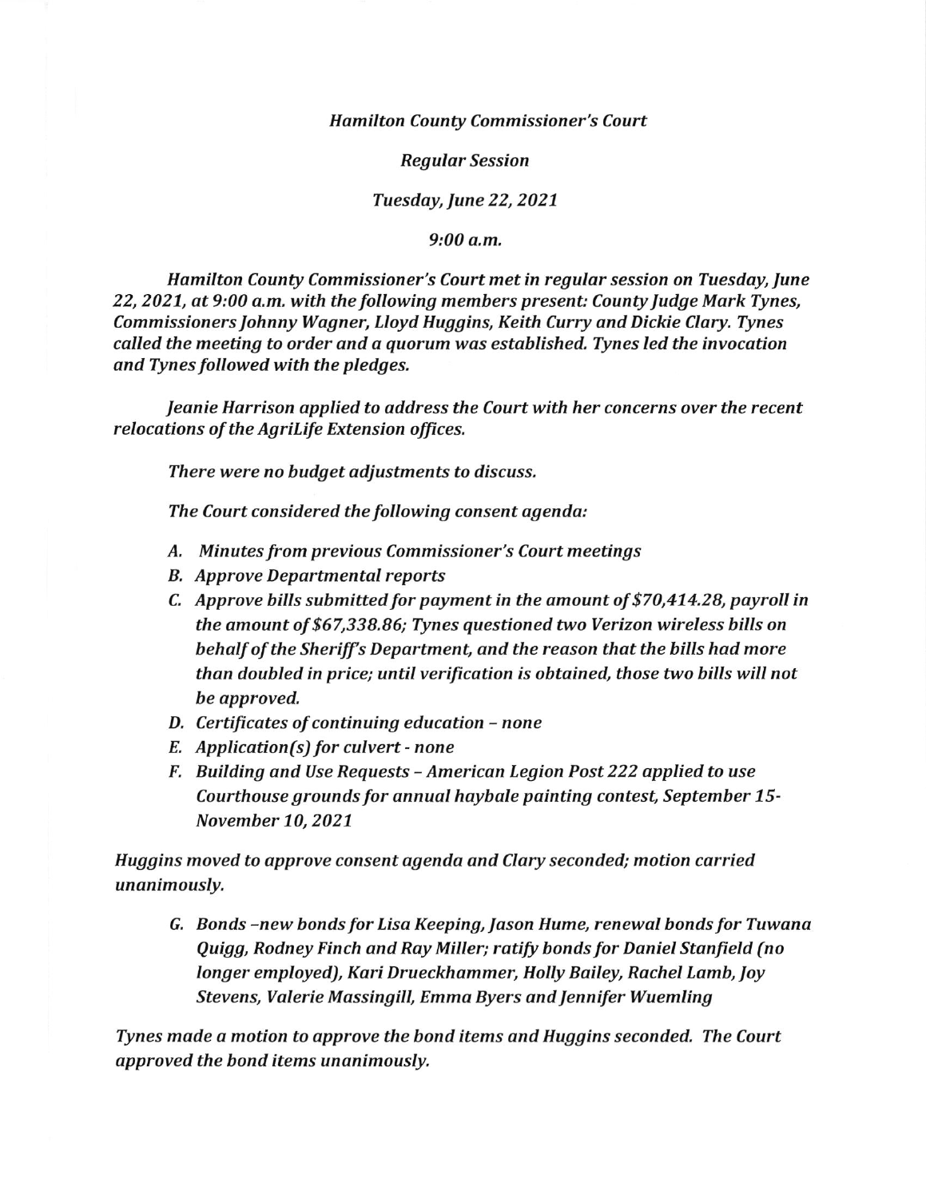*Hamilton County Commissioner's Court*

*Regular Session*

*Tuesday, June 22, 2021*

*9:00 a.m.*

*Hamilton County Commissioner's Court met in regular session on Tuesday, June 22, 2021, at 9:00 a.m. with the following members present: County Judge Mark Tynes, Commissioners Johnny Wagner, Lloyd Huggins, Keith Curry and Dickie Clary. Tynes called the meeting to order and a quorum was established. Tynes led the invocation and Tynes followed with the pledges.*

*Jeanie Harrison applied to address the Court with her concerns over the recent relocations of the AgriLife Extension offices.*

*There were no budget adjustments to discuss.*

*The Court considered the following consent agenda:*

- *A. Minutes from previous Commissioner's Court meetings*
- *B. Approve Departmental reports*
- *C. Approve bills submitted for payment in the amount of $70,414.28, payroll in the amount of $67,338.86; Tynes questioned two Verizon wireless bills on behalf of the Sheriff's Department, and the reason that the bills had more than doubled in price; until verification is obtained, those two bills will not be approved.*
- *D. Certificates of continuing education – none*
- *E. Application(s) for culvert - none*
- *F. Building and Use Requests – American Legion Post 222 applied to use Courthouse grounds for annual haybale painting contest, September 15-November 10, 2021*

*Huggins moved to approve consent agenda and Clary seconded; motion carried unanimously.*

- *G. Bonds –new bonds for Lisa Keeping, Jason Hume, renewal bonds for Tuwana Quigg, Rodney Finch and Ray Miller; ratify bonds for Daniel Stanfield (no longer employed), Kari Drueckhammer, Holly Bailey, Rachel Lamb, Joy Stevens, Valerie Massingill, Emma Byers and Jennifer Wuemling*

*Tynes made a motion to approve the bond items and Huggins seconded. The Court approved the bond items unanimously.*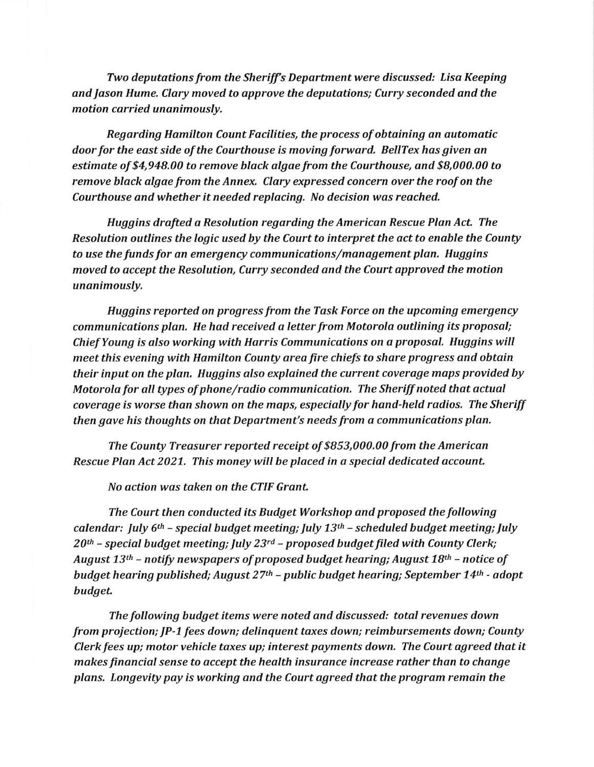*Two deputations from the Sheriff's Department were discussed: Lisa Keeping and Jason Hume. Clary moved to approve the deputations; Curry seconded and the motion carried unanimously.*

*Regarding Hamilton Count Facilities, the process of obtaining an automatic door for the east side of the Courthouse is moving forward. BellTex has given an estimate of $4,948.00 to remove black algae from the Courthouse, and $8,000.00 to remove black algae from the Annex. Clary expressed concern over the roof on the Courthouse and whether it needed replacing. No decision was reached.*

*Huggins drafted a Resolution regarding the American Rescue Plan Act. The Resolution outlines the logic used by the Court to interpret the act to enable the County to use the funds for an emergency communications/management plan. Huggins moved to accept the Resolution, Curry seconded and the Court approved the motion unanimously.*

*Huggins reported on progress from the Task Force on the upcoming emergency communications plan. He had received a letter from Motorola outlining its proposal; Chief Young is also working with Harris Communications on a proposal. Huggins will meet this evening with Hamilton County area fire chiefs to share progress and obtain their input on the plan. Huggins also explained the current coverage maps provided by Motorola for all types of phone/radio communication. The Sheriff noted that actual coverage is worse than shown on the maps, especially for hand-held radios. The Sheriff then gave his thoughts on that Department's needs from a communications plan.*

*The County Treasurer reported receipt of $853,000.00 from the American Rescue Plan Act 2021. This money will be placed in a special dedicated account.*

*No action was taken on the CTIF Grant.*

*The Court then conducted its Budget Workshop and proposed the following calendar: July 6th – special budget meeting; July 13th – scheduled budget meeting; July 20th – special budget meeting; July 23rd – proposed budget filed with County Clerk; August 13th – notify newspapers of proposed budget hearing; August 18th – notice of budget hearing published; August 27th – public budget hearing; September 14th - adopt budget.*

*The following budget items were noted and discussed: total revenues down from projection; JP-1 fees down; delinquent taxes down; reimbursements down; County Clerk fees up; motor vehicle taxes up; interest payments down. The Court agreed that it makes financial sense to accept the health insurance increase rather than to change plans. Longevity pay is working and the Court agreed that the program remain the*